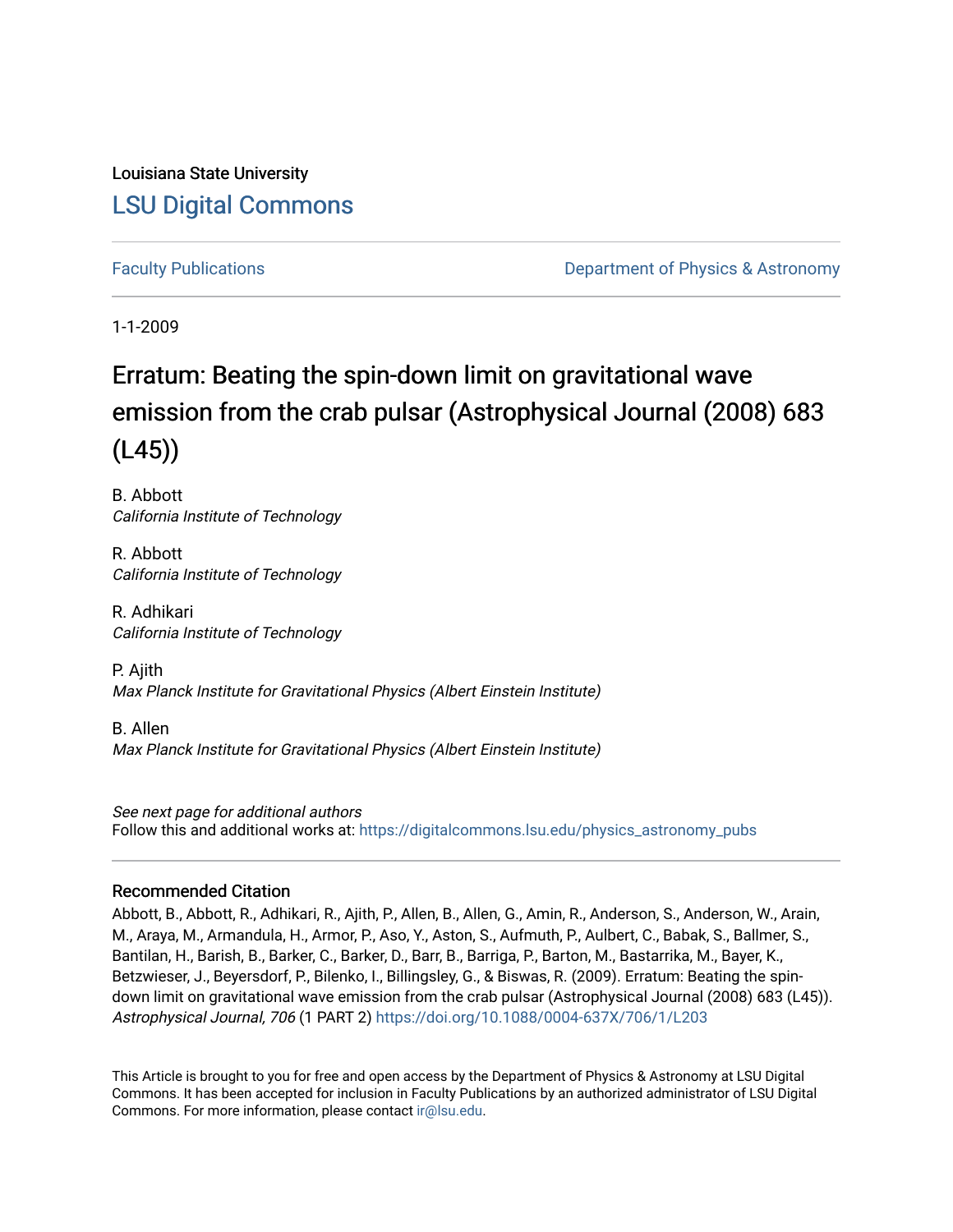Louisiana State University

# LSU Digital Commons

Faculty Publications

Department of Physics & Astronomy

1-1-2009

## Erratum: Beating the spin-down limit on gravitational wave emission from the crab pulsar (Astrophysical Journal (2008) 683 (L45))

B. Abbott
*California Institute of Technology*

R. Abbott
*California Institute of Technology*

R. Adhikari
*California Institute of Technology*

P. Ajith
*Max Planck Institute for Gravitational Physics (Albert Einstein Institute)*

B. Allen
*Max Planck Institute for Gravitational Physics (Albert Einstein Institute)*

*See next page for additional authors*

Follow this and additional works at: https://digitalcommons.lsu.edu/physics_astronomy_pubs

### Recommended Citation

Abbott, B., Abbott, R., Adhikari, R., Ajith, P., Allen, B., Allen, G., Amin, R., Anderson, S., Anderson, W., Arain, M., Araya, M., Armandula, H., Armor, P., Aso, Y., Aston, S., Aufmuth, P., Aulbert, C., Babak, S., Ballmer, S., Bantilan, H., Barish, B., Barker, C., Barker, D., Barr, B., Barriga, P., Barton, M., Bastarrika, M., Bayer, K., Betzwieser, J., Beyersdorf, P., Bilenko, I., Billingsley, G., & Biswas, R. (2009). Erratum: Beating the spin-down limit on gravitational wave emission from the crab pulsar (Astrophysical Journal (2008) 683 (L45)). *Astrophysical Journal, 706* (1 PART 2) https://doi.org/10.1088/0004-637X/706/1/L203

This Article is brought to you for free and open access by the Department of Physics & Astronomy at LSU Digital Commons. It has been accepted for inclusion in Faculty Publications by an authorized administrator of LSU Digital Commons. For more information, please contact ir@lsu.edu.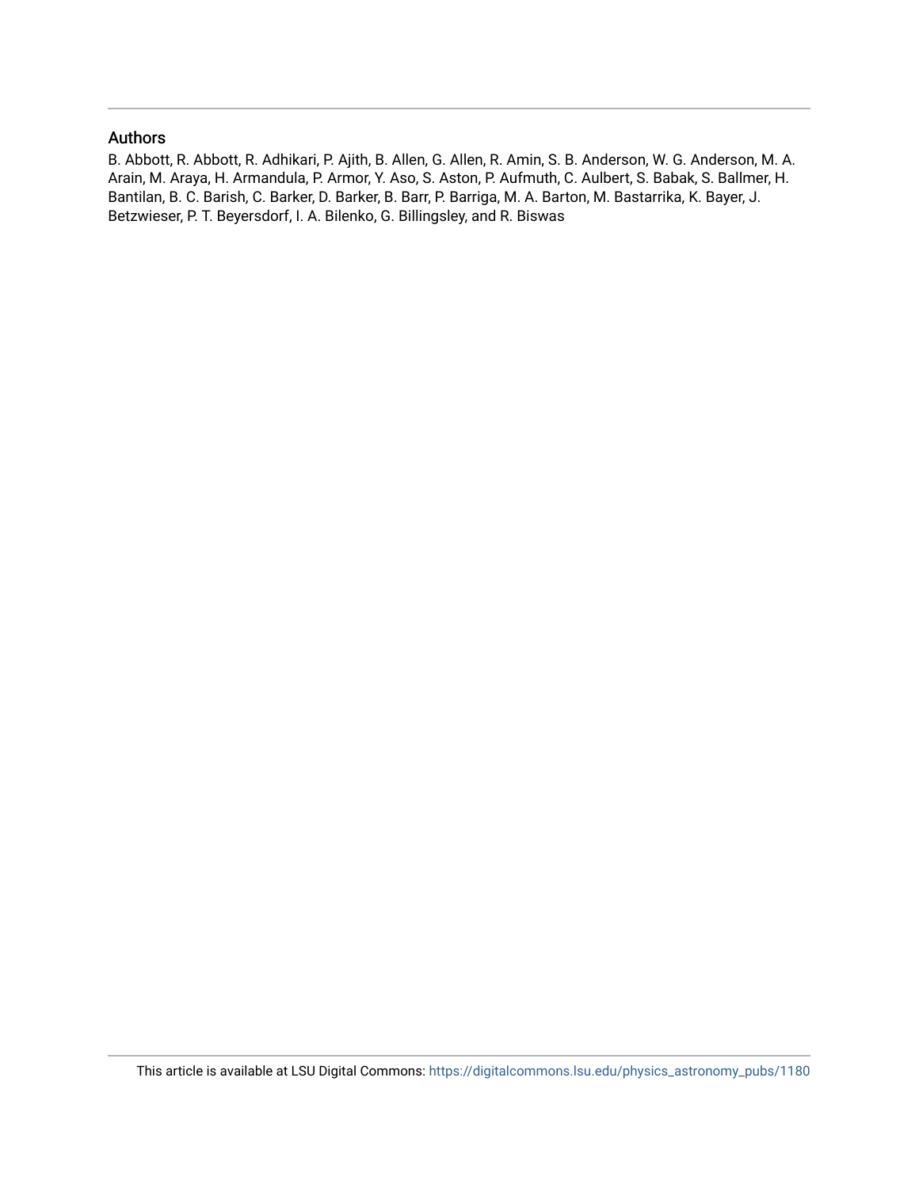## Authors

B. Abbott, R. Abbott, R. Adhikari, P. Ajith, B. Allen, G. Allen, R. Amin, S. B. Anderson, W. G. Anderson, M. A. Arain, M. Araya, H. Armandula, P. Armor, Y. Aso, S. Aston, P. Aufmuth, C. Aulbert, S. Babak, S. Ballmer, H. Bantilan, B. C. Barish, C. Barker, D. Barker, B. Barr, P. Barriga, M. A. Barton, M. Bastarrika, K. Bayer, J. Betzwieser, P. T. Beyersdorf, I. A. Bilenko, G. Billingsley, and R. Biswas

This article is available at LSU Digital Commons: https://digitalcommons.lsu.edu/physics_astronomy_pubs/1180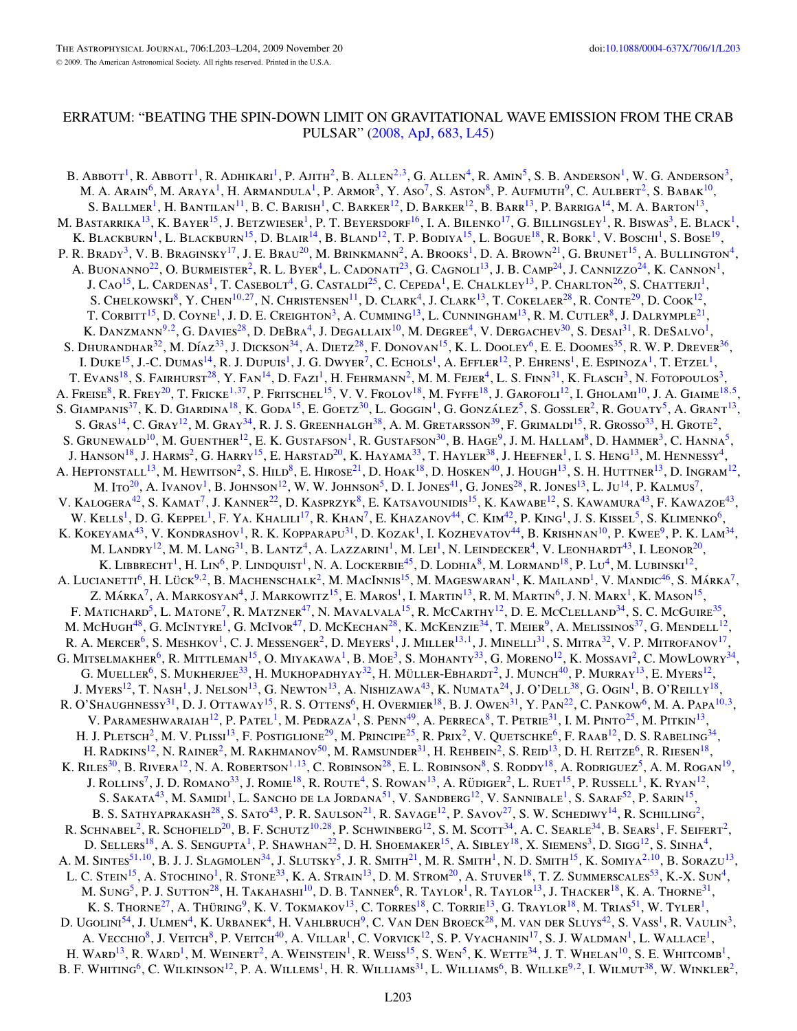# ERRATUM: "BEATING THE SPIN-DOWN LIMIT ON GRAVITATIONAL WAVE EMISSION FROM THE CRAB PULSAR" (2008, ApJ, 683, L45)

B. Abbott[1], R. Abbott[1], R. Adhikari[1], P. Ajith[2], B. Allen[2,3], G. Allen[4], R. Amin[5], S. B. Anderson[1], W. G. Anderson[3], M. A. Arain[6], M. Araya[1], H. Armandula[1], P. Armor[3], Y. Aso[7], S. Aston[8], P. Aufmuth[9], C. Aulbert[2], S. Babak[10], S. Ballmer[1], H. Bantilan[11], B. C. Barish[1], C. Barker[12], D. Barker[12], B. Barr[13], P. Barriga[14], M. A. Barton[13], M. Bastarrika[13], K. Bayer[15], J. Betzwieser[1], P. T. Beyersdorf[16], I. A. Bilenko[17], G. Billingsley[1], R. Biswas[3], E. Black[1], K. Blackburn[1], L. Blackburn[15], D. Blair[14], B. Bland[12], T. P. Bodiya[15], L. Bogue[18], R. Bork[1], V. Boschi[1], S. Bose[19], P. R. Brady[3], V. B. Braginsky[17], J. E. Brau[20], M. Brinkmann[2], A. Brooks[1], D. A. Brown[21], G. Brunet[15], A. Bullington[4], A. Buonanno[22], O. Burmeister[2], R. L. Byer[4], L. Cadonati[23], G. Cagnoli[13], J. B. Camp[24], J. Cannizzo[24], K. Cannon[1], J. Cao[15], L. Cardenas[1], T. Casebolt[4], G. Castaldi[25], C. Cepeda[1], E. Chalkley[13], P. Charlton[26], S. Chatterji[1], S. Chelkowski[8], Y. Chen[10,27], N. Christensen[11], D. Clark[4], J. Clark[13], T. Cokelaer[28], R. Conte[29], D. Cook[12], T. Corbitt[15], D. Coyne[1], J. D. E. Creighton[3], A. Cumming[13], L. Cunningham[13], R. M. Cutler[8], J. Dalrymple[21], K. Danzmann[9,2], G. Davies[28], D. DeBra[4], J. Degallaix[10], M. Degree[4], V. Dergachev[30], S. Desai[31], R. DeSalvo[1], S. Dhurandhar[32], M. Díaz[33], J. Dickson[34], A. Dietz[28], F. Donovan[15], K. L. Dooley[6], E. E. Doomes[35], R. W. P. Drever[36], I. Duke[15], J.-C. Dumas[14], R. J. Dupuis[1], J. G. Dwyer[7], C. Echols[1], A. Effler[12], P. Ehrens[1], E. Espinoza[1], T. Etzel[1], T. Evans[18], S. Fairhurst[28], Y. Fan[14], D. Fazi[1], H. Fehrmann[2], M. M. Fejer[4], L. S. Finn[31], K. Flasch[3], N. Fotopoulos[3], A. Freise[8], R. Frey[20], T. Fricke[1,37], P. Fritschel[15], V. V. Frolov[18], M. Fyffe[18], J. Garofoli[12], I. Gholami[10], J. A. Giaime[18,5], S. Giampanis[37], K. D. Giardina[18], K. Goda[15], E. Goetz[30], L. Goggin[1], G. González[5], S. Gossler[2], R. Gouaty[5], A. Grant[13], S. Gras[14], C. Gray[12], M. Gray[34], R. J. S. Greenhalgh[38], A. M. Gretarsson[39], F. Grimaldi[15], R. Grosso[33], H. Grote[2], S. Grunewald[10], M. Guenther[12], E. K. Gustafson[1], R. Gustafson[30], B. Hage[9], J. M. Hallam[8], D. Hammer[3], C. Hanna[5], J. Hanson[18], J. Harms[2], G. Harry[15], E. Harstad[20], K. Hayama[33], T. Hayler[38], J. Heefner[1], I. S. Heng[13], M. Hennessy[4], A. Heptonstall[13], M. Hewitson[2], S. Hild[8], E. Hirose[21], D. Hoak[18], D. Hosken[40], J. Hough[13], S. H. Huttner[13], D. Ingram[12], M. Ito[20], A. Ivanov[1], B. Johnson[12], W. W. Johnson[5], D. I. Jones[41], G. Jones[28], R. Jones[13], L. Ju[14], P. Kalmus[7], V. Kalogera[42], S. Kamat[7], J. Kanner[22], D. Kasprzyk[8], E. Katsavounidis[15], K. Kawabe[12], S. Kawamura[43], F. Kawazoe[43], W. Kells[1], D. G. Keppel[1], F. Ya. Khalili[17], R. Khan[7], E. Khazanov[44], C. Kim[42], P. King[1], J. S. Kissel[5], S. Klimenko[6], K. Kokeyama[43], V. Kondrashov[1], R. K. Kopparapu[31], D. Kozak[1], I. Kozhevatov[44], B. Krishnan[10], P. Kwee[9], P. K. Lam[34], M. Landry[12], M. M. Lang[31], B. Lantz[4], A. Lazzarini[1], M. Lei[1], N. Leindecker[4], V. Leonhardt[43], I. Leonor[20], K. Libbrecht[1], H. Lin[6], P. Lindquist[1], N. A. Lockerbie[45], D. Lodhia[8], M. Lormand[18], P. Lu[4], M. Lubinski[12], A. Lucianetti[6], H. Lück[9,2], B. Machenschalk[2], M. MacInnis[15], M. Mageswaran[1], K. Mailand[1], V. Mandic[46], S. Márka[7], Z. Márka[7], A. Markosyan[4], J. Markowitz[15], E. Maros[1], I. Martin[13], R. M. Martin[6], J. N. Marx[1], K. Mason[15], F. Matichard[5], L. Matone[7], R. Matzner[47], N. Mavalvala[15], R. McCarthy[12], D. E. McClelland[34], S. C. McGuire[35], M. McHugh[48], G. McIntyre[1], G. McIvor[47], D. McKechan[28], K. McKenzie[34], T. Meier[9], A. Melissinos[37], G. Mendell[12], R. A. Mercer[6], S. Meshkov[1], C. J. Messenger[2], D. Meyers[1], J. Miller[13,1], J. Minelli[31], S. Mitra[32], V. P. Mitrofanov[17], G. Mitselmakher[6], R. Mittleman[15], O. Miyakawa[1], B. Moe[3], S. Mohanty[33], G. Moreno[12], K. Mossavi[2], C. MowLowry[34], G. Mueller[6], S. Mukherjee[33], H. Mukhopadhyay[32], H. Müller-Ebhardt[2], J. Munch[40], P. Murray[13], E. Myers[12], J. Myers[12], T. Nash[1], J. Nelson[13], G. Newton[13], A. Nishizawa[43], K. Numata[24], J. O'Dell[38], G. Ogin[1], B. O'Reilly[18], R. O'Shaughnessy[31], D. J. Ottaway[15], R. S. Ottens[6], H. Overmier[18], B. J. Owen[31], Y. Pan[22], C. Pankow[6], M. A. Papa[10,3], V. Parameshwaraiah[12], P. Patel[1], M. Pedraza[1], S. Penn[49], A. Perreca[8], T. Petrie[31], I. M. Pinto[25], M. Pitkin[13], H. J. Pletsch[2], M. V. Plissi[13], F. Postiglione[29], M. Principe[25], R. Prix[2], V. Quetschke[6], F. Raab[12], D. S. Rabeling[34], H. Radkins[12], N. Rainer[2], M. Rakhmanov[50], M. Ramsunder[31], H. Rehbein[2], S. Reid[13], D. H. Reitze[6], R. Riesen[18], K. Riles[30], B. Rivera[12], N. A. Robertson[1,13], C. Robinson[28], E. L. Robinson[8], S. Roddy[18], A. Rodriguez[5], A. M. Rogan[19], J. Rollins[7], J. D. Romano[33], J. Romie[18], R. Route[4], S. Rowan[13], A. Rüdiger[2], L. Ruet[15], P. Russell[1], K. Ryan[12], S. Sakata[43], M. Samidi[1], L. Sancho de la Jordana[51], V. Sandberg[12], V. Sannibale[1], S. Saraf[52], P. Sarin[15], B. S. Sathyaprakash[28], S. Sato[43], P. R. Saulson[21], R. Savage[12], P. Savov[27], S. W. Schediwy[14], R. Schilling[2], R. Schnabel[2], R. Schofield[20], B. F. Schutz[10,28], P. Schwinberg[12], S. M. Scott[34], A. C. Searle[34], B. Sears[1], F. Seifert[2], D. Sellers[18], A. S. Sengupta[1], P. Shawhan[22], D. H. Shoemaker[15], A. Sibley[18], X. Siemens[3], D. Sigg[12], S. Sinha[4], A. M. Sintes[51,10], B. J. J. Slagmolen[34], J. Slutsky[5], J. R. Smith[21], M. R. Smith[1], N. D. Smith[15], K. Somiya[2,10], B. Sorazu[13], L. C. Stein[15], A. Stochino[1], R. Stone[33], K. A. Strain[13], D. M. Strom[20], A. Stuver[18], T. Z. Summerscales[53], K.-X. Sun[4], M. Sung[5], P. J. Sutton[28], H. Takahashi[10], D. B. Tanner[6], R. Taylor[1], R. Taylor[13], J. Thacker[18], K. A. Thorne[31], K. S. Thorne[27], A. Thüring[9], K. V. Tokmakov[13], C. Torres[18], C. Torrie[13], G. Traylor[18], M. Trias[51], W. Tyler[1], D. Ugolini[54], J. Ulmen[4], K. Urbanek[4], H. Vahlbruch[9], C. Van Den Broeck[28], M. van der Sluys[42], S. Vass[1], R. Vaulin[3], A. Vecchio[8], J. Veitch[8], P. Veitch[40], A. Villar[1], C. Vorvick[12], S. P. Vyachanin[17], S. J. Waldman[1], L. Wallace[1], H. Ward[13], R. Ward[1], M. Weinert[2], A. Weinstein[1], R. Weiss[15], S. Wen[5], K. Wette[34], J. T. Whelan[10], S. E. Whitcomb[1], B. F. Whiting[6], C. Wilkinson[12], P. A. Willems[1], H. R. Williams[31], L. Williams[6], B. Willke[9,2], I. Wilmut[38], W. Winkler[2],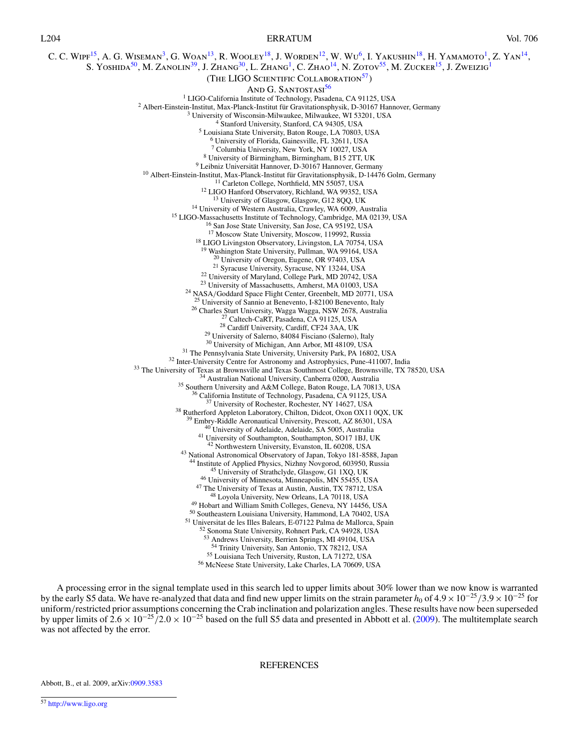C. C. Wipf[15], A. G. Wiseman[3], G. Woan[13], R. Wooley[18], J. Worden[12], W. Wu[6], I. Yakushin[18], H. Yamamoto[1], Z. Yan[14], S. Yoshida[50], M. Zanolin[39], J. Zhang[30], L. Zhang[1], C. Zhao[14], N. Zotov[55], M. Zucker[15], J. Zweizig[1]

(The LIGO Scientific Collaboration[57])

And G. Santostasi[56]

[1] LIGO-California Institute of Technology, Pasadena, CA 91125, USA
[2] Albert-Einstein-Institut, Max-Planck-Institut für Gravitationsphysik, D-30167 Hannover, Germany
[3] University of Wisconsin-Milwaukee, Milwaukee, WI 53201, USA
[4] Stanford University, Stanford, CA 94305, USA
[5] Louisiana State University, Baton Rouge, LA 70803, USA
[6] University of Florida, Gainesville, FL 32611, USA
[7] Columbia University, New York, NY 10027, USA
[8] University of Birmingham, Birmingham, B15 2TT, UK
[9] Leibniz Universität Hannover, D-30167 Hannover, Germany
[10] Albert-Einstein-Institut, Max-Planck-Institut für Gravitationsphysik, D-14476 Golm, Germany
[11] Carleton College, Northfield, MN 55057, USA
[12] LIGO Hanford Observatory, Richland, WA 99352, USA
[13] University of Glasgow, Glasgow, G12 8QQ, UK
[14] University of Western Australia, Crawley, WA 6009, Australia
[15] LIGO-Massachusetts Institute of Technology, Cambridge, MA 02139, USA
[16] San Jose State University, San Jose, CA 95192, USA
[17] Moscow State University, Moscow, 119992, Russia
[18] LIGO Livingston Observatory, Livingston, LA 70754, USA
[19] Washington State University, Pullman, WA 99164, USA
[20] University of Oregon, Eugene, OR 97403, USA
[21] Syracuse University, Syracuse, NY 13244, USA
[22] University of Maryland, College Park, MD 20742, USA
[23] University of Massachusetts, Amherst, MA 01003, USA
[24] NASA/Goddard Space Flight Center, Greenbelt, MD 20771, USA
[25] University of Sannio at Benevento, I-82100 Benevento, Italy
[26] Charles Sturt University, Wagga Wagga, NSW 2678, Australia
[27] Caltech-CaRT, Pasadena, CA 91125, USA
[28] Cardiff University, Cardiff, CF24 3AA, UK
[29] University of Salerno, 84084 Fisciano (Salerno), Italy
[30] University of Michigan, Ann Arbor, MI 48109, USA
[31] The Pennsylvania State University, University Park, PA 16802, USA
[32] Inter-University Centre for Astronomy and Astrophysics, Pune-411007, India
[33] The University of Texas at Brownsville and Texas Southmost College, Brownsville, TX 78520, USA
[34] Australian National University, Canberra 0200, Australia
[35] Southern University and A&M College, Baton Rouge, LA 70813, USA
[36] California Institute of Technology, Pasadena, CA 91125, USA
[37] University of Rochester, Rochester, NY 14627, USA
[38] Rutherford Appleton Laboratory, Chilton, Didcot, Oxon OX11 0QX, UK
[39] Embry-Riddle Aeronautical University, Prescott, AZ 86301, USA
[40] University of Adelaide, Adelaide, SA 5005, Australia
[41] University of Southampton, Southampton, SO17 1BJ, UK
[42] Northwestern University, Evanston, IL 60208, USA
[43] National Astronomical Observatory of Japan, Tokyo 181-8588, Japan
[44] Institute of Applied Physics, Nizhny Novgorod, 603950, Russia
[45] University of Strathclyde, Glasgow, G1 1XQ, UK
[46] University of Minnesota, Minneapolis, MN 55455, USA
[47] The University of Texas at Austin, Austin, TX 78712, USA
[48] Loyola University, New Orleans, LA 70118, USA
[49] Hobart and William Smith Colleges, Geneva, NY 14456, USA
[50] Southeastern Louisiana University, Hammond, LA 70402, USA
[51] Universitat de les Illes Balears, E-07122 Palma de Mallorca, Spain
[52] Sonoma State University, Rohnert Park, CA 94928, USA
[53] Andrews University, Berrien Springs, MI 49104, USA
[54] Trinity University, San Antonio, TX 78212, USA
[55] Louisiana Tech University, Ruston, LA 71272, USA
[56] McNeese State University, Lake Charles, LA 70609, USA

A processing error in the signal template used in this search led to upper limits about 30% lower than we now know is warranted by the early S5 data. We have re-analyzed that data and find new upper limits on the strain parameter $h_0$ of $4.9 \times 10^{-25}/3.9 \times 10^{-25}$ for uniform/restricted prior assumptions concerning the Crab inclination and polarization angles. These results have now been superseded by upper limits of $2.6 \times 10^{-25}/2.0 \times 10^{-25}$ based on the full S5 data and presented in Abbott et al. (2009). The multitemplate search was not affected by the error.

## REFERENCES

Abbott, B., et al. 2009, arXiv:0909.3583

[57] http://www.ligo.org